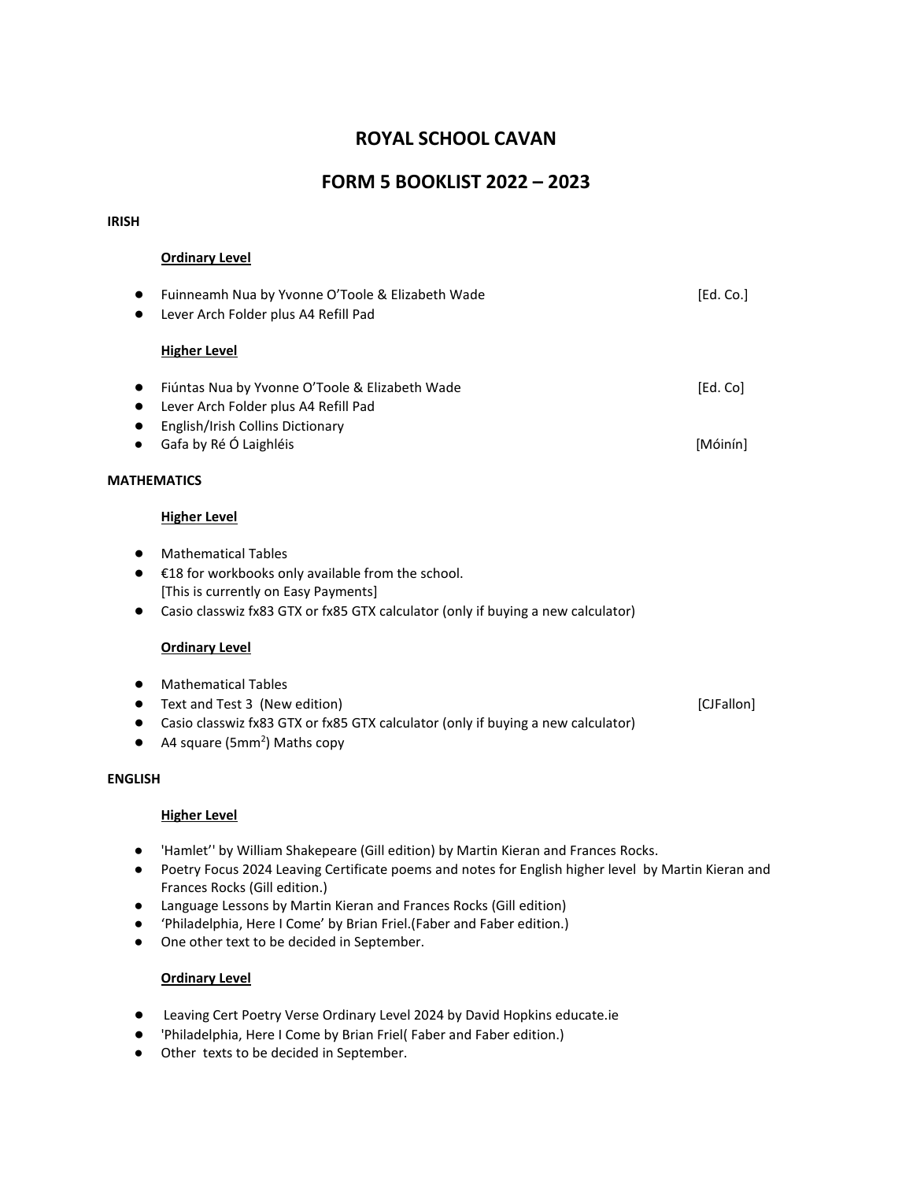# ROYAL SCHOOL CAVAN

## FORM 5 BOOKLIST 2022 – 2023

**IRISH**

**Ordinary Level**

- Fuinneamh Nua by Yvonne O'Toole & Elizabeth Wade [Ed. Co.]
- Lever Arch Folder plus A4 Refill Pad

**Higher Level**

- Fiúntas Nua by Yvonne O'Toole & Elizabeth Wade [Ed. Co]
- Lever Arch Folder plus A4 Refill Pad
- English/Irish Collins Dictionary
- Gafa by Ré Ó Laighléis [Móinín]

**MATHEMATICS**

**Higher Level**

- Mathematical Tables
- €18 for workbooks only available from the school.
  [This is currently on Easy Payments]
- Casio classwiz fx83 GTX or fx85 GTX calculator (only if buying a new calculator)

**Ordinary Level**

- Mathematical Tables
- Text and Test 3 (New edition) [CJFallon]
- Casio classwiz fx83 GTX or fx85 GTX calculator (only if buying a new calculator)
- A4 square (5mm$^2$) Maths copy

**ENGLISH**

**Higher Level**

- 'Hamlet'' by William Shakepeare (Gill edition) by Martin Kieran and Frances Rocks.
- Poetry Focus 2024 Leaving Certificate poems and notes for English higher level by Martin Kieran and Frances Rocks (Gill edition.)
- Language Lessons by Martin Kieran and Frances Rocks (Gill edition)
- 'Philadelphia, Here I Come' by Brian Friel.(Faber and Faber edition.)
- One other text to be decided in September.

**Ordinary Level**

- Leaving Cert Poetry Verse Ordinary Level 2024 by David Hopkins educate.ie
- 'Philadelphia, Here I Come by Brian Friel( Faber and Faber edition.)
- Other texts to be decided in September.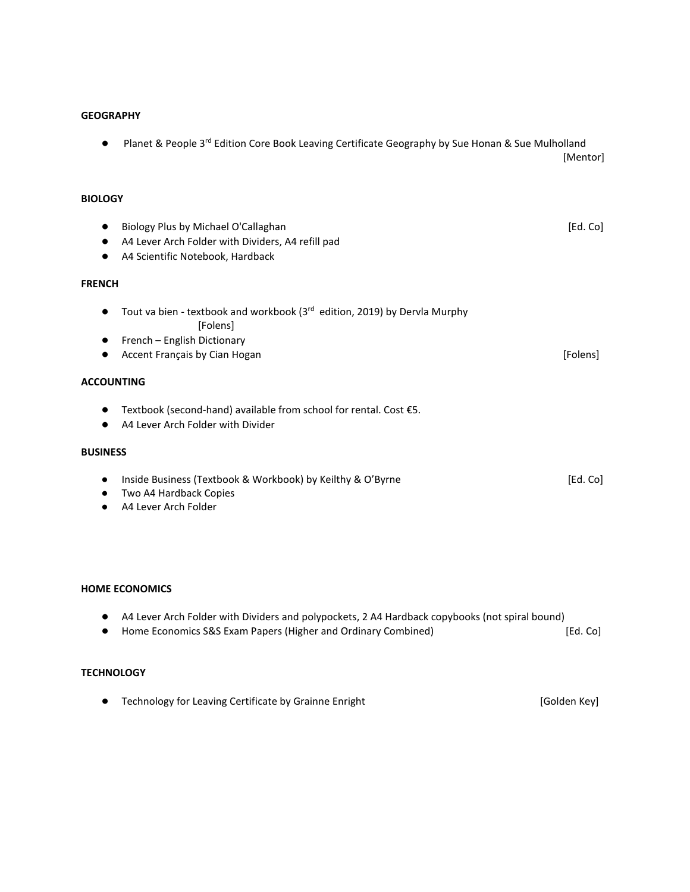**GEOGRAPHY**

- Planet & People 3rd Edition Core Book Leaving Certificate Geography by Sue Honan & Sue Mulholland [Mentor]

**BIOLOGY**

- Biology Plus by Michael O'Callaghan [Ed. Co]
- A4 Lever Arch Folder with Dividers, A4 refill pad
- A4 Scientific Notebook, Hardback

**FRENCH**

- Tout va bien - textbook and workbook (3rd edition, 2019) by Dervla Murphy [Folens]
- French – English Dictionary
- Accent Français by Cian Hogan [Folens]

**ACCOUNTING**

- Textbook (second-hand) available from school for rental. Cost €5.
- A4 Lever Arch Folder with Divider

**BUSINESS**

- Inside Business (Textbook & Workbook) by Keilthy & O'Byrne [Ed. Co]
- Two A4 Hardback Copies
- A4 Lever Arch Folder

**HOME ECONOMICS**

- A4 Lever Arch Folder with Dividers and polypockets, 2 A4 Hardback copybooks (not spiral bound)
- Home Economics S&S Exam Papers (Higher and Ordinary Combined) [Ed. Co]

**TECHNOLOGY**

- Technology for Leaving Certificate by Grainne Enright [Golden Key]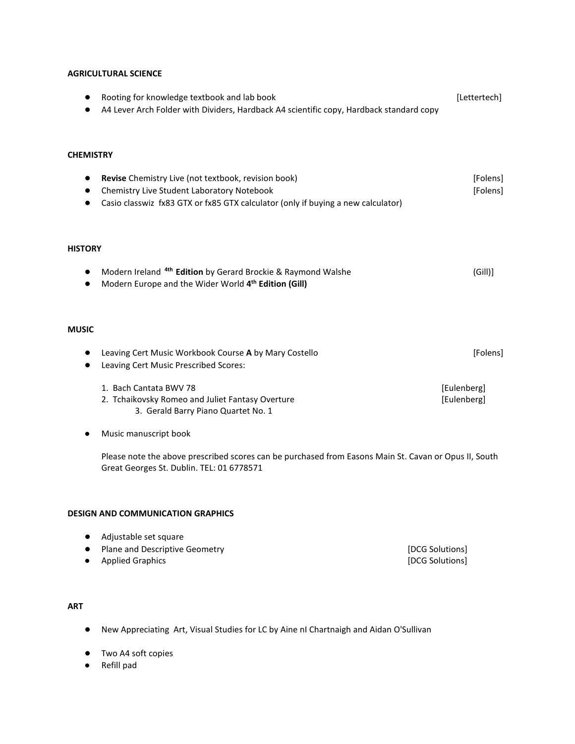## AGRICULTURAL SCIENCE

- Rooting for knowledge textbook and lab book [Lettertech]
- A4 Lever Arch Folder with Dividers, Hardback A4 scientific copy, Hardback standard copy

## CHEMISTRY

- **Revise** Chemistry Live (not textbook, revision book) [Folens]
- Chemistry Live Student Laboratory Notebook [Folens]
- Casio classwiz fx83 GTX or fx85 GTX calculator (only if buying a new calculator)

## HISTORY

- Modern Ireland **4th Edition** by Gerard Brockie & Raymond Walshe (Gill)]
- Modern Europe and the Wider World **4th Edition (Gill)**

## MUSIC

- Leaving Cert Music Workbook Course **A** by Mary Costello [Folens]
- Leaving Cert Music Prescribed Scores:

  1. Bach Cantata BWV 78 [Eulenberg]
  2. Tchaikovsky Romeo and Juliet Fantasy Overture [Eulenberg]
  3. Gerald Barry Piano Quartet No. 1

- Music manuscript book

  Please note the above prescribed scores can be purchased from Easons Main St. Cavan or Opus II, South Great Georges St. Dublin. TEL: 01 6778571

## DESIGN AND COMMUNICATION GRAPHICS

- Adjustable set square
- Plane and Descriptive Geometry [DCG Solutions]
- Applied Graphics [DCG Solutions]

## ART

- New Appreciating Art, Visual Studies for LC by Aine nI Chartnaigh and Aidan O'Sullivan
- Two A4 soft copies
- Refill pad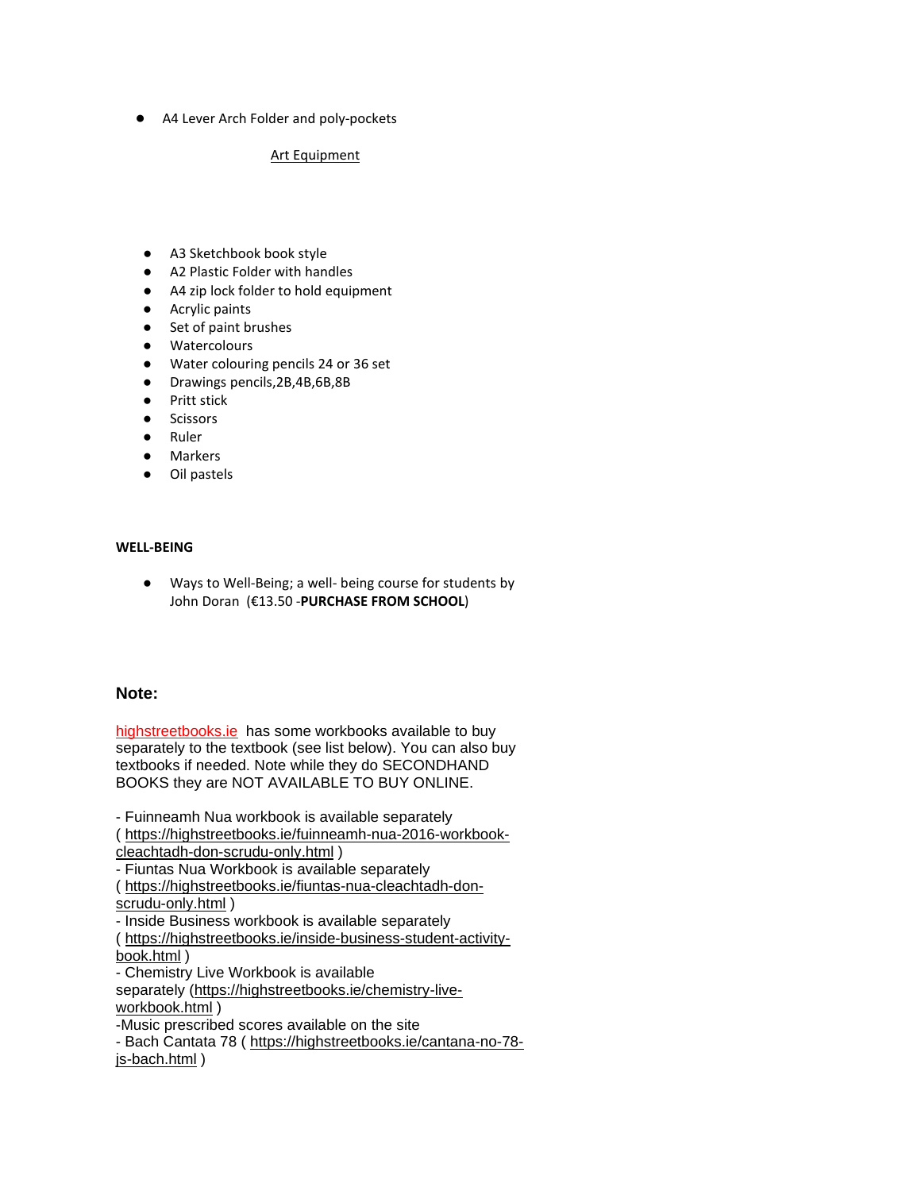- A4 Lever Arch Folder and poly-pockets

Art Equipment

- A3 Sketchbook book style
- A2 Plastic Folder with handles
- A4 zip lock folder to hold equipment
- Acrylic paints
- Set of paint brushes
- Watercolours
- Water colouring pencils 24 or 36 set
- Drawings pencils,2B,4B,6B,8B
- Pritt stick
- Scissors
- Ruler
- Markers
- Oil pastels

**WELL-BEING**

- Ways to Well-Being; a well- being course for students by John Doran (€13.50 -**PURCHASE FROM SCHOOL**)

### Note:

highstreetbooks.ie has some workbooks available to buy separately to the textbook (see list below). You can also buy textbooks if needed. Note while they do SECONDHAND BOOKS they are NOT AVAILABLE TO BUY ONLINE.

- Fuinneamh Nua workbook is available separately ( https://highstreetbooks.ie/fuinneamh-nua-2016-workbook-cleachtadh-don-scrudu-only.html )
- Fiuntas Nua Workbook is available separately ( https://highstreetbooks.ie/fiuntas-nua-cleachtadh-don-scrudu-only.html )
- Inside Business workbook is available separately ( https://highstreetbooks.ie/inside-business-student-activity-book.html )
- Chemistry Live Workbook is available separately (https://highstreetbooks.ie/chemistry-live-workbook.html )
-Music prescribed scores available on the site
- Bach Cantata 78 ( https://highstreetbooks.ie/cantana-no-78-js-bach.html )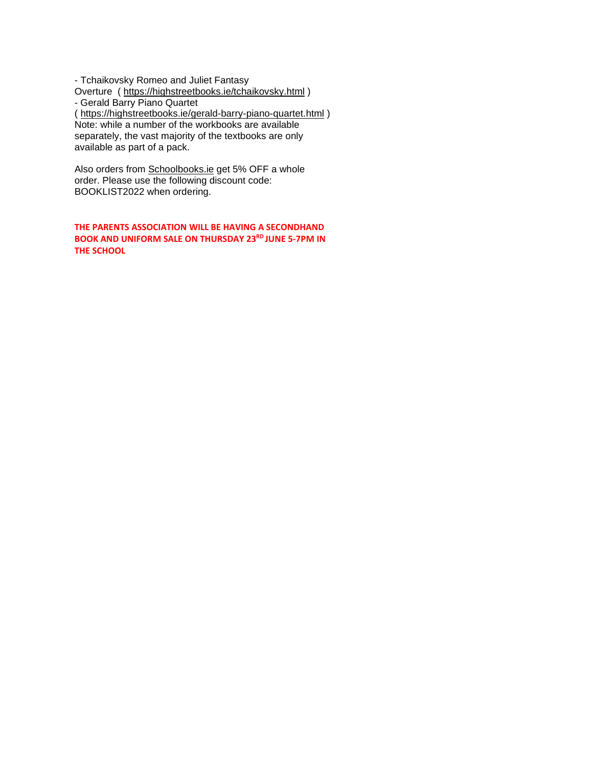- Tchaikovsky Romeo and Juliet Fantasy Overture ( https://highstreetbooks.ie/tchaikovsky.html )
- Gerald Barry Piano Quartet ( https://highstreetbooks.ie/gerald-barry-piano-quartet.html )

Note: while a number of the workbooks are available separately, the vast majority of the textbooks are only available as part of a pack.

Also orders from Schoolbooks.ie get 5% OFF a whole order. Please use the following discount code: BOOKLIST2022 when ordering.

**THE PARENTS ASSOCIATION WILL BE HAVING A SECONDHAND BOOK AND UNIFORM SALE ON THURSDAY 23RD JUNE 5-7PM IN THE SCHOOL**